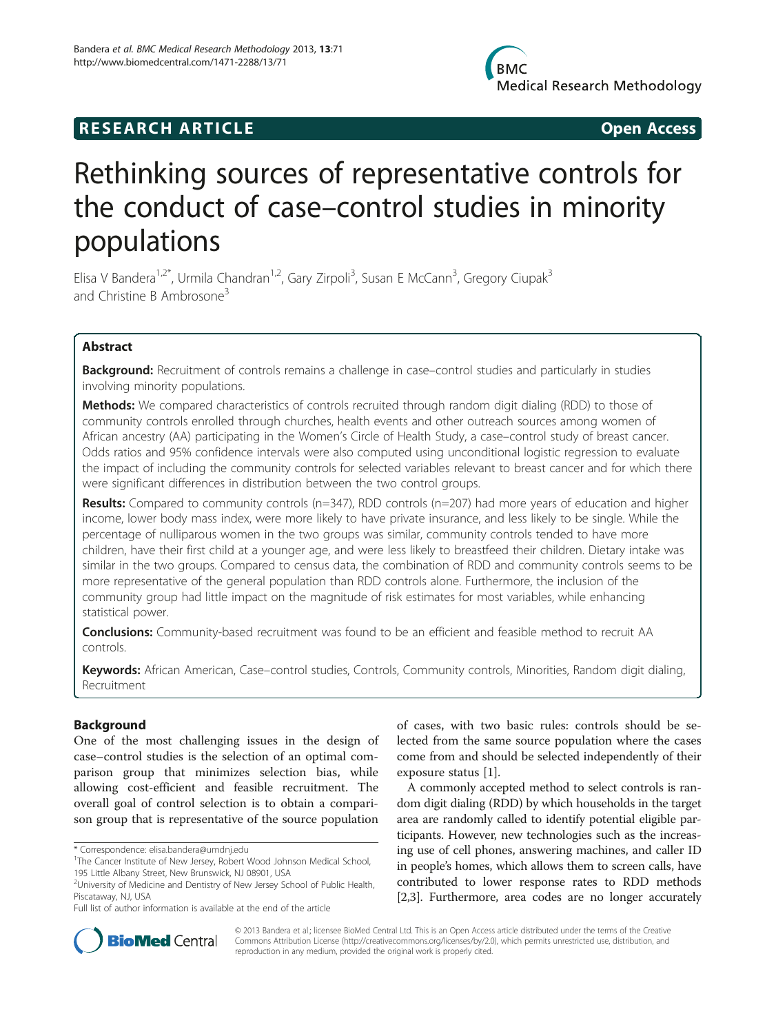RESEARCH ARTICLE **Open Access**

# Rethinking sources of representative controls for the conduct of case–control studies in minority populations

Elisa V Bandera[1,2*], Urmila Chandran[1,2], Gary Zirpoli[3], Susan E McCann[3], Gregory Ciupak[3] and Christine B Ambrosone[3]

## Abstract

**Background:** Recruitment of controls remains a challenge in case–control studies and particularly in studies involving minority populations.

**Methods:** We compared characteristics of controls recruited through random digit dialing (RDD) to those of community controls enrolled through churches, health events and other outreach sources among women of African ancestry (AA) participating in the Women's Circle of Health Study, a case–control study of breast cancer. Odds ratios and 95% confidence intervals were also computed using unconditional logistic regression to evaluate the impact of including the community controls for selected variables relevant to breast cancer and for which there were significant differences in distribution between the two control groups.

**Results:** Compared to community controls (n=347), RDD controls (n=207) had more years of education and higher income, lower body mass index, were more likely to have private insurance, and less likely to be single. While the percentage of nulliparous women in the two groups was similar, community controls tended to have more children, have their first child at a younger age, and were less likely to breastfeed their children. Dietary intake was similar in the two groups. Compared to census data, the combination of RDD and community controls seems to be more representative of the general population than RDD controls alone. Furthermore, the inclusion of the community group had little impact on the magnitude of risk estimates for most variables, while enhancing statistical power.

**Conclusions:** Community-based recruitment was found to be an efficient and feasible method to recruit AA controls.

**Keywords:** African American, Case–control studies, Controls, Community controls, Minorities, Random digit dialing, Recruitment

## Background

One of the most challenging issues in the design of case–control studies is the selection of an optimal comparison group that minimizes selection bias, while allowing cost-efficient and feasible recruitment. The overall goal of control selection is to obtain a comparison group that is representative of the source population of cases, with two basic rules: controls should be selected from the same source population where the cases come from and should be selected independently of their exposure status [1].

A commonly accepted method to select controls is random digit dialing (RDD) by which households in the target area are randomly called to identify potential eligible participants. However, new technologies such as the increasing use of cell phones, answering machines, and caller ID in people's homes, which allows them to screen calls, have contributed to lower response rates to RDD methods [2,3]. Furthermore, area codes are no longer accurately

\* Correspondence: elisa.bandera@umdnj.edu
[1]The Cancer Institute of New Jersey, Robert Wood Johnson Medical School, 195 Little Albany Street, New Brunswick, NJ 08901, USA
[2]University of Medicine and Dentistry of New Jersey School of Public Health, Piscataway, NJ, USA
Full list of author information is available at the end of the article

© 2013 Bandera et al.; licensee BioMed Central Ltd. This is an Open Access article distributed under the terms of the Creative Commons Attribution License (http://creativecommons.org/licenses/by/2.0), which permits unrestricted use, distribution, and reproduction in any medium, provided the original work is properly cited.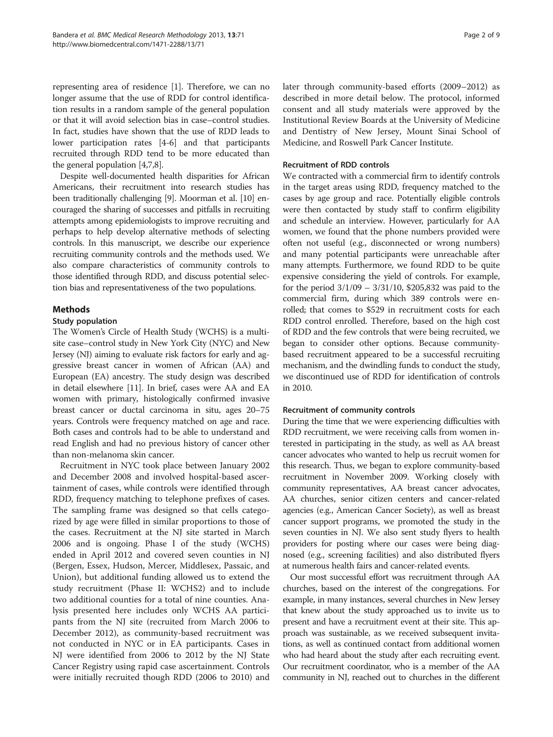representing area of residence [1]. Therefore, we can no longer assume that the use of RDD for control identification results in a random sample of the general population or that it will avoid selection bias in case–control studies. In fact, studies have shown that the use of RDD leads to lower participation rates [4-6] and that participants recruited through RDD tend to be more educated than the general population [4,7,8].

Despite well-documented health disparities for African Americans, their recruitment into research studies has been traditionally challenging [9]. Moorman et al. [10] encouraged the sharing of successes and pitfalls in recruiting attempts among epidemiologists to improve recruiting and perhaps to help develop alternative methods of selecting controls. In this manuscript, we describe our experience recruiting community controls and the methods used. We also compare characteristics of community controls to those identified through RDD, and discuss potential selection bias and representativeness of the two populations.

## Methods

### Study population

The Women's Circle of Health Study (WCHS) is a multi-site case–control study in New York City (NYC) and New Jersey (NJ) aiming to evaluate risk factors for early and aggressive breast cancer in women of African (AA) and European (EA) ancestry. The study design was described in detail elsewhere [11]. In brief, cases were AA and EA women with primary, histologically confirmed invasive breast cancer or ductal carcinoma in situ, ages 20–75 years. Controls were frequency matched on age and race. Both cases and controls had to be able to understand and read English and had no previous history of cancer other than non-melanoma skin cancer.

Recruitment in NYC took place between January 2002 and December 2008 and involved hospital-based ascertainment of cases, while controls were identified through RDD, frequency matching to telephone prefixes of cases. The sampling frame was designed so that cells categorized by age were filled in similar proportions to those of the cases. Recruitment at the NJ site started in March 2006 and is ongoing. Phase I of the study (WCHS) ended in April 2012 and covered seven counties in NJ (Bergen, Essex, Hudson, Mercer, Middlesex, Passaic, and Union), but additional funding allowed us to extend the study recruitment (Phase II: WCHS2) and to include two additional counties for a total of nine counties. Analysis presented here includes only WCHS AA participants from the NJ site (recruited from March 2006 to December 2012), as community-based recruitment was not conducted in NYC or in EA participants. Cases in NJ were identified from 2006 to 2012 by the NJ State Cancer Registry using rapid case ascertainment. Controls were initially recruited though RDD (2006 to 2010) and later through community-based efforts (2009–2012) as described in more detail below. The protocol, informed consent and all study materials were approved by the Institutional Review Boards at the University of Medicine and Dentistry of New Jersey, Mount Sinai School of Medicine, and Roswell Park Cancer Institute.

### Recruitment of RDD controls

We contracted with a commercial firm to identify controls in the target areas using RDD, frequency matched to the cases by age group and race. Potentially eligible controls were then contacted by study staff to confirm eligibility and schedule an interview. However, particularly for AA women, we found that the phone numbers provided were often not useful (e.g., disconnected or wrong numbers) and many potential participants were unreachable after many attempts. Furthermore, we found RDD to be quite expensive considering the yield of controls. For example, for the period 3/1/09 – 3/31/10, $205,832 was paid to the commercial firm, during which 389 controls were enrolled; that comes to $529 in recruitment costs for each RDD control enrolled. Therefore, based on the high cost of RDD and the few controls that were being recruited, we began to consider other options. Because community-based recruitment appeared to be a successful recruiting mechanism, and the dwindling funds to conduct the study, we discontinued use of RDD for identification of controls in 2010.

### Recruitment of community controls

During the time that we were experiencing difficulties with RDD recruitment, we were receiving calls from women interested in participating in the study, as well as AA breast cancer advocates who wanted to help us recruit women for this research. Thus, we began to explore community-based recruitment in November 2009. Working closely with community representatives, AA breast cancer advocates, AA churches, senior citizen centers and cancer-related agencies (e.g., American Cancer Society), as well as breast cancer support programs, we promoted the study in the seven counties in NJ. We also sent study flyers to health providers for posting where our cases were being diagnosed (e.g., screening facilities) and also distributed flyers at numerous health fairs and cancer-related events.

Our most successful effort was recruitment through AA churches, based on the interest of the congregations. For example, in many instances, several churches in New Jersey that knew about the study approached us to invite us to present and have a recruitment event at their site. This approach was sustainable, as we received subsequent invitations, as well as continued contact from additional women who had heard about the study after each recruiting event. Our recruitment coordinator, who is a member of the AA community in NJ, reached out to churches in the different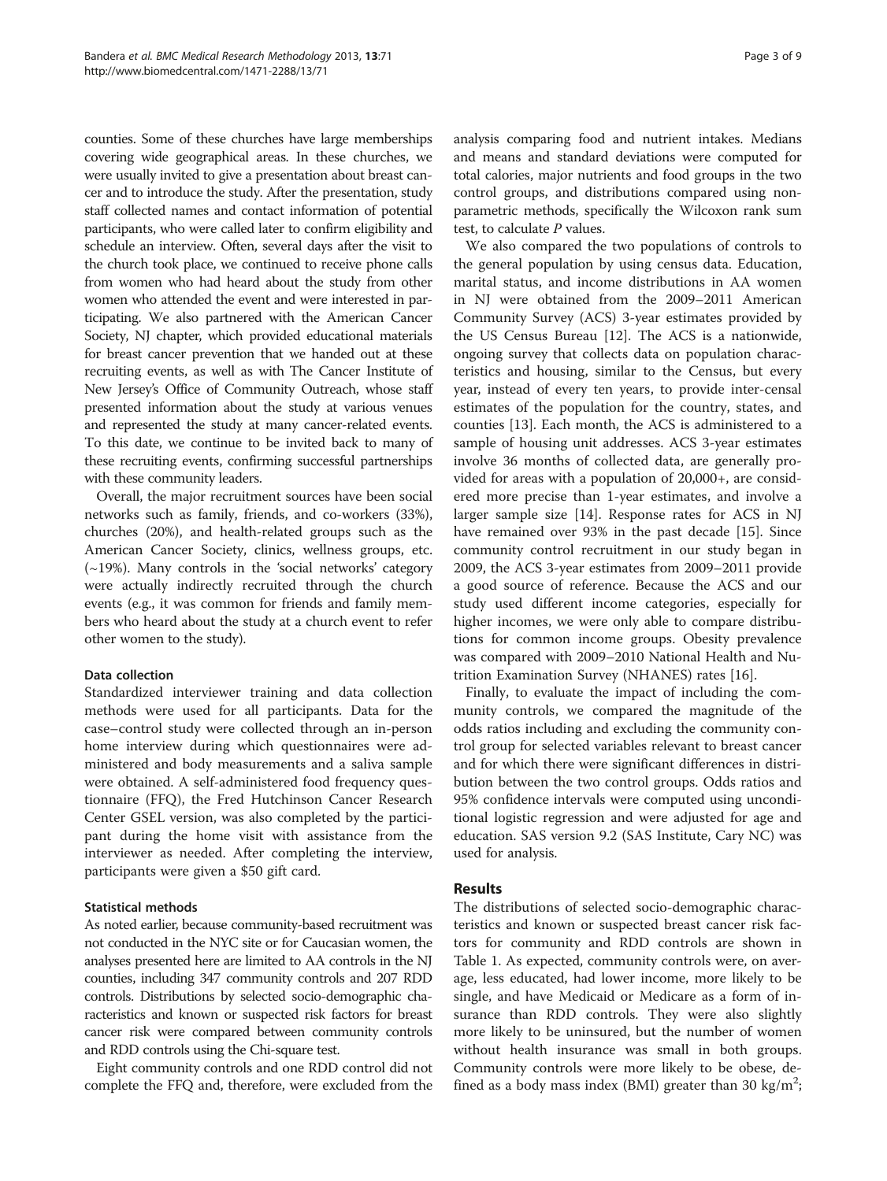counties. Some of these churches have large memberships covering wide geographical areas. In these churches, we were usually invited to give a presentation about breast cancer and to introduce the study. After the presentation, study staff collected names and contact information of potential participants, who were called later to confirm eligibility and schedule an interview. Often, several days after the visit to the church took place, we continued to receive phone calls from women who had heard about the study from other women who attended the event and were interested in participating. We also partnered with the American Cancer Society, NJ chapter, which provided educational materials for breast cancer prevention that we handed out at these recruiting events, as well as with The Cancer Institute of New Jersey's Office of Community Outreach, whose staff presented information about the study at various venues and represented the study at many cancer-related events. To this date, we continue to be invited back to many of these recruiting events, confirming successful partnerships with these community leaders.

Overall, the major recruitment sources have been social networks such as family, friends, and co-workers (33%), churches (20%), and health-related groups such as the American Cancer Society, clinics, wellness groups, etc. (~19%). Many controls in the 'social networks' category were actually indirectly recruited through the church events (e.g., it was common for friends and family members who heard about the study at a church event to refer other women to the study).

### Data collection

Standardized interviewer training and data collection methods were used for all participants. Data for the case–control study were collected through an in-person home interview during which questionnaires were administered and body measurements and a saliva sample were obtained. A self-administered food frequency questionnaire (FFQ), the Fred Hutchinson Cancer Research Center GSEL version, was also completed by the participant during the home visit with assistance from the interviewer as needed. After completing the interview, participants were given a $50 gift card.

### Statistical methods

As noted earlier, because community-based recruitment was not conducted in the NYC site or for Caucasian women, the analyses presented here are limited to AA controls in the NJ counties, including 347 community controls and 207 RDD controls. Distributions by selected socio-demographic characteristics and known or suspected risk factors for breast cancer risk were compared between community controls and RDD controls using the Chi-square test.

Eight community controls and one RDD control did not complete the FFQ and, therefore, were excluded from the analysis comparing food and nutrient intakes. Medians and means and standard deviations were computed for total calories, major nutrients and food groups in the two control groups, and distributions compared using non-parametric methods, specifically the Wilcoxon rank sum test, to calculate *P* values.

We also compared the two populations of controls to the general population by using census data. Education, marital status, and income distributions in AA women in NJ were obtained from the 2009–2011 American Community Survey (ACS) 3-year estimates provided by the US Census Bureau [12]. The ACS is a nationwide, ongoing survey that collects data on population characteristics and housing, similar to the Census, but every year, instead of every ten years, to provide inter-censal estimates of the population for the country, states, and counties [13]. Each month, the ACS is administered to a sample of housing unit addresses. ACS 3-year estimates involve 36 months of collected data, are generally provided for areas with a population of 20,000+, are considered more precise than 1-year estimates, and involve a larger sample size [14]. Response rates for ACS in NJ have remained over 93% in the past decade [15]. Since community control recruitment in our study began in 2009, the ACS 3-year estimates from 2009–2011 provide a good source of reference. Because the ACS and our study used different income categories, especially for higher incomes, we were only able to compare distributions for common income groups. Obesity prevalence was compared with 2009–2010 National Health and Nutrition Examination Survey (NHANES) rates [16].

Finally, to evaluate the impact of including the community controls, we compared the magnitude of the odds ratios including and excluding the community control group for selected variables relevant to breast cancer and for which there were significant differences in distribution between the two control groups. Odds ratios and 95% confidence intervals were computed using unconditional logistic regression and were adjusted for age and education. SAS version 9.2 (SAS Institute, Cary NC) was used for analysis.

## Results

The distributions of selected socio-demographic characteristics and known or suspected breast cancer risk factors for community and RDD controls are shown in Table 1. As expected, community controls were, on average, less educated, had lower income, more likely to be single, and have Medicaid or Medicare as a form of insurance than RDD controls. They were also slightly more likely to be uninsured, but the number of women without health insurance was small in both groups. Community controls were more likely to be obese, defined as a body mass index (BMI) greater than 30 $kg/m^2$;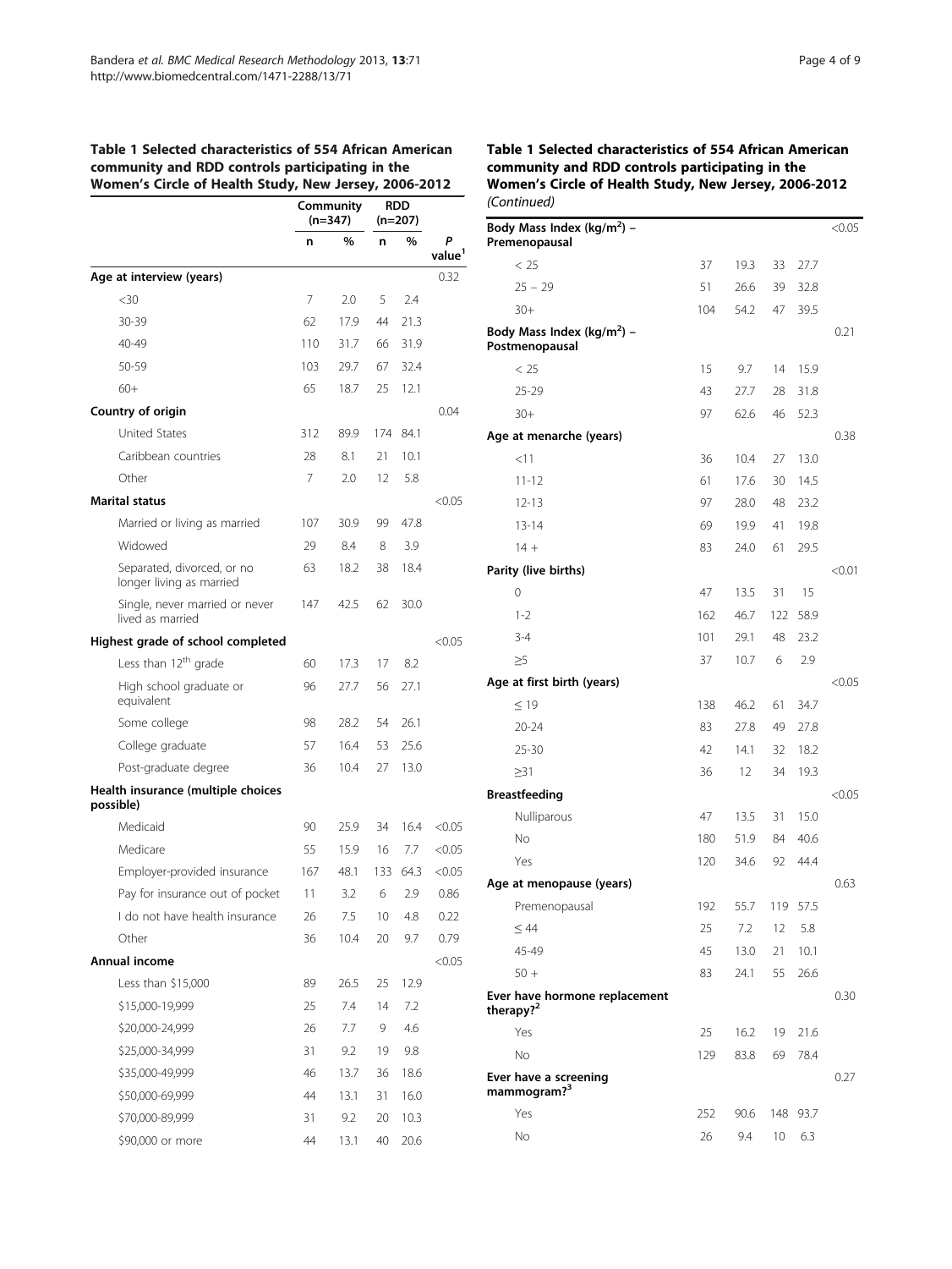**Table 1 Selected characteristics of 554 African American community and RDD controls participating in the Women's Circle of Health Study, New Jersey, 2006-2012**

| | Community (n=347) | | RDD (n=207) | | |
|---|---|---|---|---|---|
| | n | % | n | % | P value[1] |
| **Age at interview (years)** | | | | | 0.32 |
| <30 | 7 | 2.0 | 5 | 2.4 | |
| 30-39 | 62 | 17.9 | 44 | 21.3 | |
| 40-49 | 110 | 31.7 | 66 | 31.9 | |
| 50-59 | 103 | 29.7 | 67 | 32.4 | |
| 60+ | 65 | 18.7 | 25 | 12.1 | |
| **Country of origin** | | | | | 0.04 |
| United States | 312 | 89.9 | 174 | 84.1 | |
| Caribbean countries | 28 | 8.1 | 21 | 10.1 | |
| Other | 7 | 2.0 | 12 | 5.8 | |
| **Marital status** | | | | | <0.05 |
| Married or living as married | 107 | 30.9 | 99 | 47.8 | |
| Widowed | 29 | 8.4 | 8 | 3.9 | |
| Separated, divorced, or no longer living as married | 63 | 18.2 | 38 | 18.4 | |
| Single, never married or never lived as married | 147 | 42.5 | 62 | 30.0 | |
| **Highest grade of school completed** | | | | | <0.05 |
| Less than 12th grade | 60 | 17.3 | 17 | 8.2 | |
| High school graduate or equivalent | 96 | 27.7 | 56 | 27.1 | |
| Some college | 98 | 28.2 | 54 | 26.1 | |
| College graduate | 57 | 16.4 | 53 | 25.6 | |
| Post-graduate degree | 36 | 10.4 | 27 | 13.0 | |
| **Health insurance (multiple choices possible)** | | | | | |
| Medicaid | 90 | 25.9 | 34 | 16.4 | <0.05 |
| Medicare | 55 | 15.9 | 16 | 7.7 | <0.05 |
| Employer-provided insurance | 167 | 48.1 | 133 | 64.3 | <0.05 |
| Pay for insurance out of pocket | 11 | 3.2 | 6 | 2.9 | 0.86 |
| I do not have health insurance | 26 | 7.5 | 10 | 4.8 | 0.22 |
| Other | 36 | 10.4 | 20 | 9.7 | 0.79 |
| **Annual income** | | | | | <0.05 |
| Less than \$15,000 | 89 | 26.5 | 25 | 12.9 | |
| \$15,000-19,999 | 25 | 7.4 | 14 | 7.2 | |
| \$20,000-24,999 | 26 | 7.7 | 9 | 4.6 | |
| \$25,000-34,999 | 31 | 9.2 | 19 | 9.8 | |
| \$35,000-49,999 | 46 | 13.7 | 36 | 18.6 | |
| \$50,000-69,999 | 44 | 13.1 | 31 | 16.0 | |
| \$70,000-89,999 | 31 | 9.2 | 20 | 10.3 | |
| \$90,000 or more | 44 | 13.1 | 40 | 20.6 | |
| **Body Mass Index (kg/m$^2$) – Premenopausal** | | | | | <0.05 |
| < 25 | 37 | 19.3 | 33 | 27.7 | |
| 25 – 29 | 51 | 26.6 | 39 | 32.8 | |
| 30+ | 104 | 54.2 | 47 | 39.5 | |
| **Body Mass Index (kg/m$^2$) – Postmenopausal** | | | | | 0.21 |
| < 25 | 15 | 9.7 | 14 | 15.9 | |
| 25-29 | 43 | 27.7 | 28 | 31.8 | |
| 30+ | 97 | 62.6 | 46 | 52.3 | |
| **Age at menarche (years)** | | | | | 0.38 |
| <11 | 36 | 10.4 | 27 | 13.0 | |
| 11-12 | 61 | 17.6 | 30 | 14.5 | |
| 12-13 | 97 | 28.0 | 48 | 23.2 | |
| 13-14 | 69 | 19.9 | 41 | 19.8 | |
| 14 + | 83 | 24.0 | 61 | 29.5 | |
| **Parity (live births)** | | | | | <0.01 |
| 0 | 47 | 13.5 | 31 | 15 | |
| 1-2 | 162 | 46.7 | 122 | 58.9 | |
| 3-4 | 101 | 29.1 | 48 | 23.2 | |
| ≥5 | 37 | 10.7 | 6 | 2.9 | |
| **Age at first birth (years)** | | | | | <0.05 |
| ≤ 19 | 138 | 46.2 | 61 | 34.7 | |
| 20-24 | 83 | 27.8 | 49 | 27.8 | |
| 25-30 | 42 | 14.1 | 32 | 18.2 | |
| ≥31 | 36 | 12 | 34 | 19.3 | |
| **Breastfeeding** | | | | | <0.05 |
| Nulliparous | 47 | 13.5 | 31 | 15.0 | |
| No | 180 | 51.9 | 84 | 40.6 | |
| Yes | 120 | 34.6 | 92 | 44.4 | |
| **Age at menopause (years)** | | | | | 0.63 |
| Premenopausal | 192 | 55.7 | 119 | 57.5 | |
| ≤ 44 | 25 | 7.2 | 12 | 5.8 | |
| 45-49 | 45 | 13.0 | 21 | 10.1 | |
| 50 + | 83 | 24.1 | 55 | 26.6 | |
| **Ever have hormone replacement therapy?[2]** | | | | | 0.30 |
| Yes | 25 | 16.2 | 19 | 21.6 | |
| No | 129 | 83.8 | 69 | 78.4 | |
| **Ever have a screening mammogram?[3]** | | | | | 0.27 |
| Yes | 252 | 90.6 | 148 | 93.7 | |
| No | 26 | 9.4 | 10 | 6.3 | |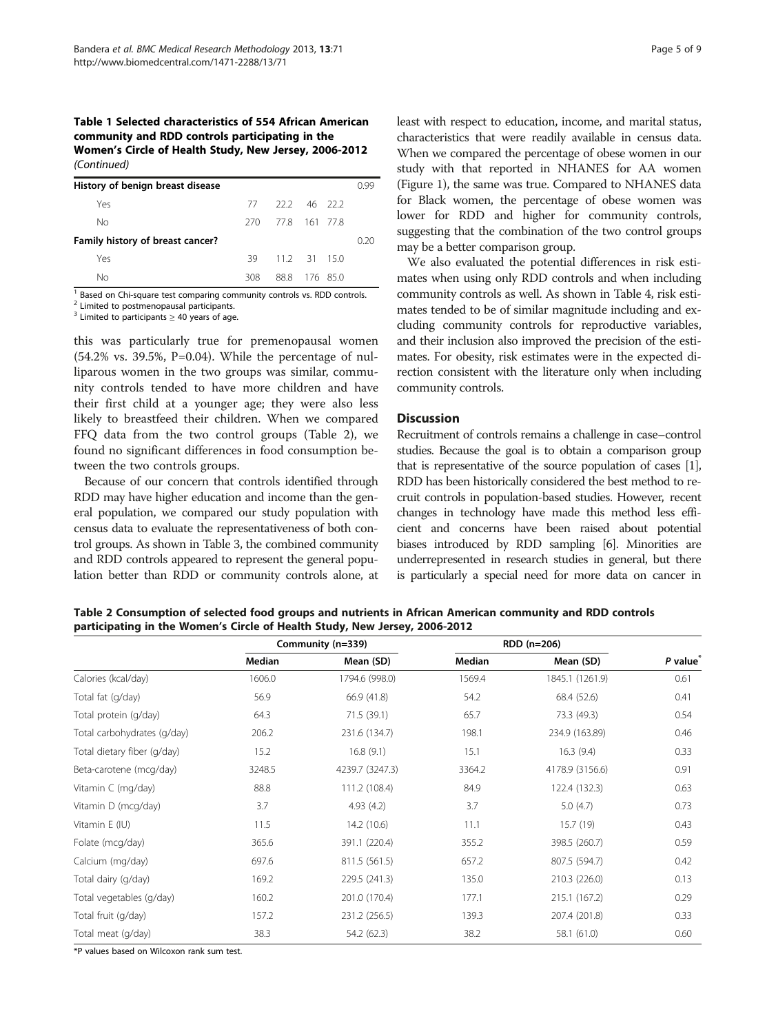**Table 1 Selected characteristics of 554 African American community and RDD controls participating in the Women's Circle of Health Study, New Jersey, 2006-2012** *(Continued)*

| | | | | | |
|---|---|---|---|---|---|
| **History of benign breast disease** | | | | | 0.99 |
| Yes | 77 | 22.2 | 46 | 22.2 | |
| No | 270 | 77.8 | 161 | 77.8 | |
| **Family history of breast cancer?** | | | | | 0.20 |
| Yes | 39 | 11.2 | 31 | 15.0 | |
| No | 308 | 88.8 | 176 | 85.0 | |

[1] Based on Chi-square test comparing community controls vs. RDD controls.
[2] Limited to postmenopausal participants.
[3] Limited to participants ≥ 40 years of age.

this was particularly true for premenopausal women (54.2% vs. 39.5%, P=0.04). While the percentage of nulliparous women in the two groups was similar, community controls tended to have more children and have their first child at a younger age; they were also less likely to breastfeed their children. When we compared FFQ data from the two control groups (Table 2), we found no significant differences in food consumption between the two controls groups.

Because of our concern that controls identified through RDD may have higher education and income than the general population, we compared our study population with census data to evaluate the representativeness of both control groups. As shown in Table 3, the combined community and RDD controls appeared to represent the general population better than RDD or community controls alone, at least with respect to education, income, and marital status, characteristics that were readily available in census data. When we compared the percentage of obese women in our study with that reported in NHANES for AA women (Figure 1), the same was true. Compared to NHANES data for Black women, the percentage of obese women was lower for RDD and higher for community controls, suggesting that the combination of the two control groups may be a better comparison group.

We also evaluated the potential differences in risk estimates when using only RDD controls and when including community controls as well. As shown in Table 4, risk estimates tended to be of similar magnitude including and excluding community controls for reproductive variables, and their inclusion also improved the precision of the estimates. For obesity, risk estimates were in the expected direction consistent with the literature only when including community controls.

## Discussion

Recruitment of controls remains a challenge in case–control studies. Because the goal is to obtain a comparison group that is representative of the source population of cases [1], RDD has been historically considered the best method to recruit controls in population-based studies. However, recent changes in technology have made this method less efficient and concerns have been raised about potential biases introduced by RDD sampling [6]. Minorities are underrepresented in research studies in general, but there is particularly a special need for more data on cancer in

**Table 2 Consumption of selected food groups and nutrients in African American community and RDD controls participating in the Women's Circle of Health Study, New Jersey, 2006-2012**

| | Community (n=339) | | RDD (n=206) | | |
|---|---|---|---|---|---|
| | Median | Mean (SD) | Median | Mean (SD) | *P* value* |
| Calories (kcal/day) | 1606.0 | 1794.6 (998.0) | 1569.4 | 1845.1 (1261.9) | 0.61 |
| Total fat (g/day) | 56.9 | 66.9 (41.8) | 54.2 | 68.4 (52.6) | 0.41 |
| Total protein (g/day) | 64.3 | 71.5 (39.1) | 65.7 | 73.3 (49.3) | 0.54 |
| Total carbohydrates (g/day) | 206.2 | 231.6 (134.7) | 198.1 | 234.9 (163.89) | 0.46 |
| Total dietary fiber (g/day) | 15.2 | 16.8 (9.1) | 15.1 | 16.3 (9.4) | 0.33 |
| Beta-carotene (mcg/day) | 3248.5 | 4239.7 (3247.3) | 3364.2 | 4178.9 (3156.6) | 0.91 |
| Vitamin C (mg/day) | 88.8 | 111.2 (108.4) | 84.9 | 122.4 (132.3) | 0.63 |
| Vitamin D (mcg/day) | 3.7 | 4.93 (4.2) | 3.7 | 5.0 (4.7) | 0.73 |
| Vitamin E (IU) | 11.5 | 14.2 (10.6) | 11.1 | 15.7 (19) | 0.43 |
| Folate (mcg/day) | 365.6 | 391.1 (220.4) | 355.2 | 398.5 (260.7) | 0.59 |
| Calcium (mg/day) | 697.6 | 811.5 (561.5) | 657.2 | 807.5 (594.7) | 0.42 |
| Total dairy (g/day) | 169.2 | 229.5 (241.3) | 135.0 | 210.3 (226.0) | 0.13 |
| Total vegetables (g/day) | 160.2 | 201.0 (170.4) | 177.1 | 215.1 (167.2) | 0.29 |
| Total fruit (g/day) | 157.2 | 231.2 (256.5) | 139.3 | 207.4 (201.8) | 0.33 |
| Total meat (g/day) | 38.3 | 54.2 (62.3) | 38.2 | 58.1 (61.0) | 0.60 |

*P values based on Wilcoxon rank sum test.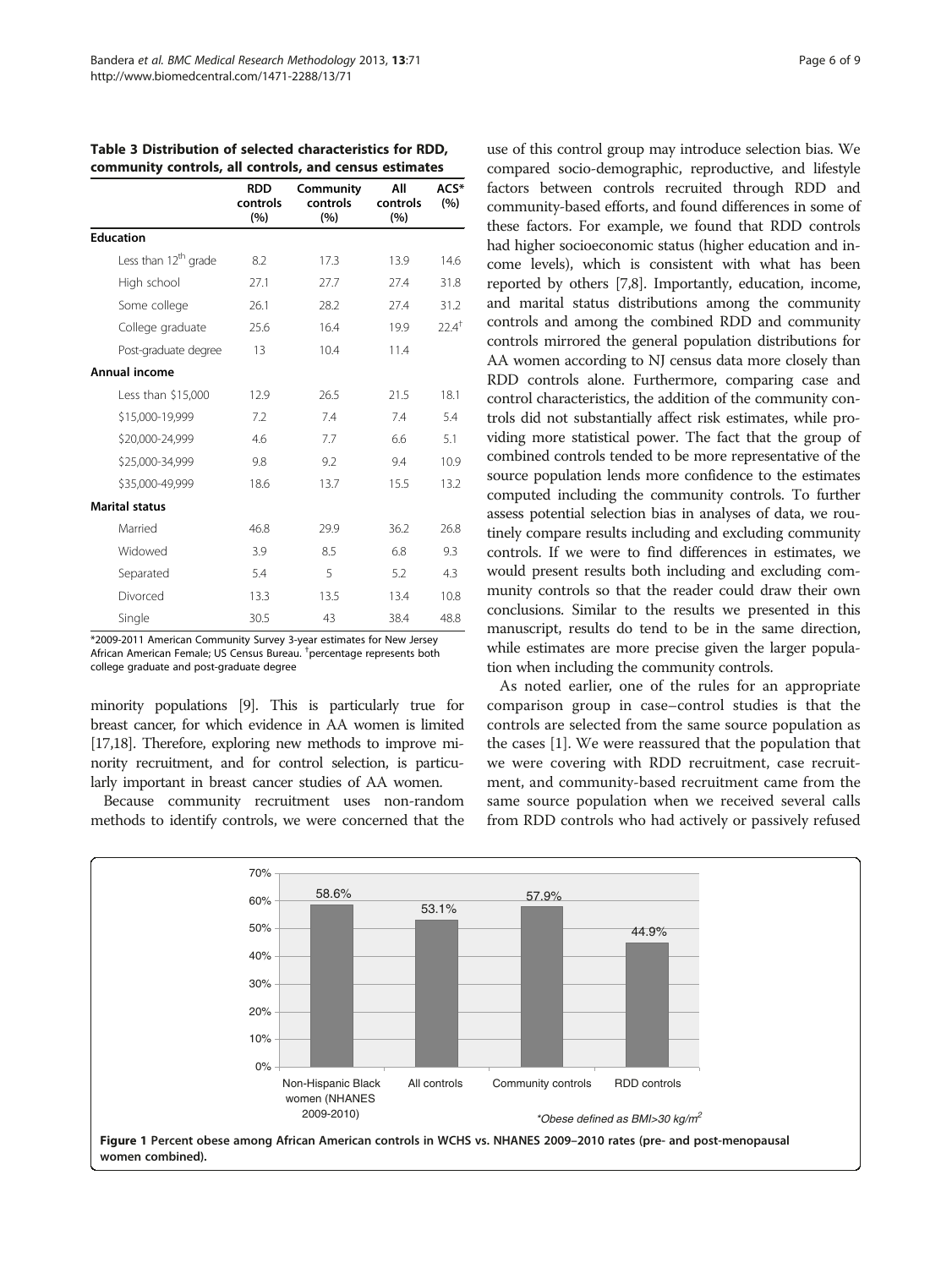**Table 3 Distribution of selected characteristics for RDD, community controls, all controls, and census estimates**

| | RDD controls (%) | Community controls (%) | All controls (%) | ACS* (%) |
|---|---|---|---|---|
| **Education** | | | | |
| Less than 12th grade | 8.2 | 17.3 | 13.9 | 14.6 |
| High school | 27.1 | 27.7 | 27.4 | 31.8 |
| Some college | 26.1 | 28.2 | 27.4 | 31.2 |
| College graduate | 25.6 | 16.4 | 19.9 | 22.4† |
| Post-graduate degree | 13 | 10.4 | 11.4 | |
| **Annual income** | | | | |
| Less than $15,000 | 12.9 | 26.5 | 21.5 | 18.1 |
| $15,000-19,999 | 7.2 | 7.4 | 7.4 | 5.4 |
| $20,000-24,999 | 4.6 | 7.7 | 6.6 | 5.1 |
| $25,000-34,999 | 9.8 | 9.2 | 9.4 | 10.9 |
| $35,000-49,999 | 18.6 | 13.7 | 15.5 | 13.2 |
| **Marital status** | | | | |
| Married | 46.8 | 29.9 | 36.2 | 26.8 |
| Widowed | 3.9 | 8.5 | 6.8 | 9.3 |
| Separated | 5.4 | 5 | 5.2 | 4.3 |
| Divorced | 13.3 | 13.5 | 13.4 | 10.8 |
| Single | 30.5 | 43 | 38.4 | 48.8 |

*2009-2011 American Community Survey 3-year estimates for New Jersey African American Female; US Census Bureau. †percentage represents both college graduate and post-graduate degree

minority populations [9]. This is particularly true for breast cancer, for which evidence in AA women is limited [17,18]. Therefore, exploring new methods to improve minority recruitment, and for control selection, is particularly important in breast cancer studies of AA women.

Because community recruitment uses non-random methods to identify controls, we were concerned that the use of this control group may introduce selection bias. We compared socio-demographic, reproductive, and lifestyle factors between controls recruited through RDD and community-based efforts, and found differences in some of these factors. For example, we found that RDD controls had higher socioeconomic status (higher education and income levels), which is consistent with what has been reported by others [7,8]. Importantly, education, income, and marital status distributions among the community controls and among the combined RDD and community controls mirrored the general population distributions for AA women according to NJ census data more closely than RDD controls alone. Furthermore, comparing case and control characteristics, the addition of the community controls did not substantially affect risk estimates, while providing more statistical power. The fact that the group of combined controls tended to be more representative of the source population lends more confidence to the estimates computed including the community controls. To further assess potential selection bias in analyses of data, we routinely compare results including and excluding community controls. If we were to find differences in estimates, we would present results both including and excluding community controls so that the reader could draw their own conclusions. Similar to the results we presented in this manuscript, results do tend to be in the same direction, while estimates are more precise given the larger population when including the community controls.

As noted earlier, one of the rules for an appropriate comparison group in case–control studies is that the controls are selected from the same source population as the cases [1]. We were reassured that the population that we were covering with RDD recruitment, case recruitment, and community-based recruitment came from the same source population when we received several calls from RDD controls who had actively or passively refused

70%
60%
50%
40%
30%
20%
10%
0%

58.6%
53.1%
57.9%
44.9%

Non-Hispanic Black women (NHANES 2009-2010)
All controls
Community controls
RDD controls

*Obese defined as BMI>30 kg/m²

**Figure 1** Percent obese among African American controls in WCHS vs. NHANES 2009–2010 rates (pre- and post-menopausal women combined).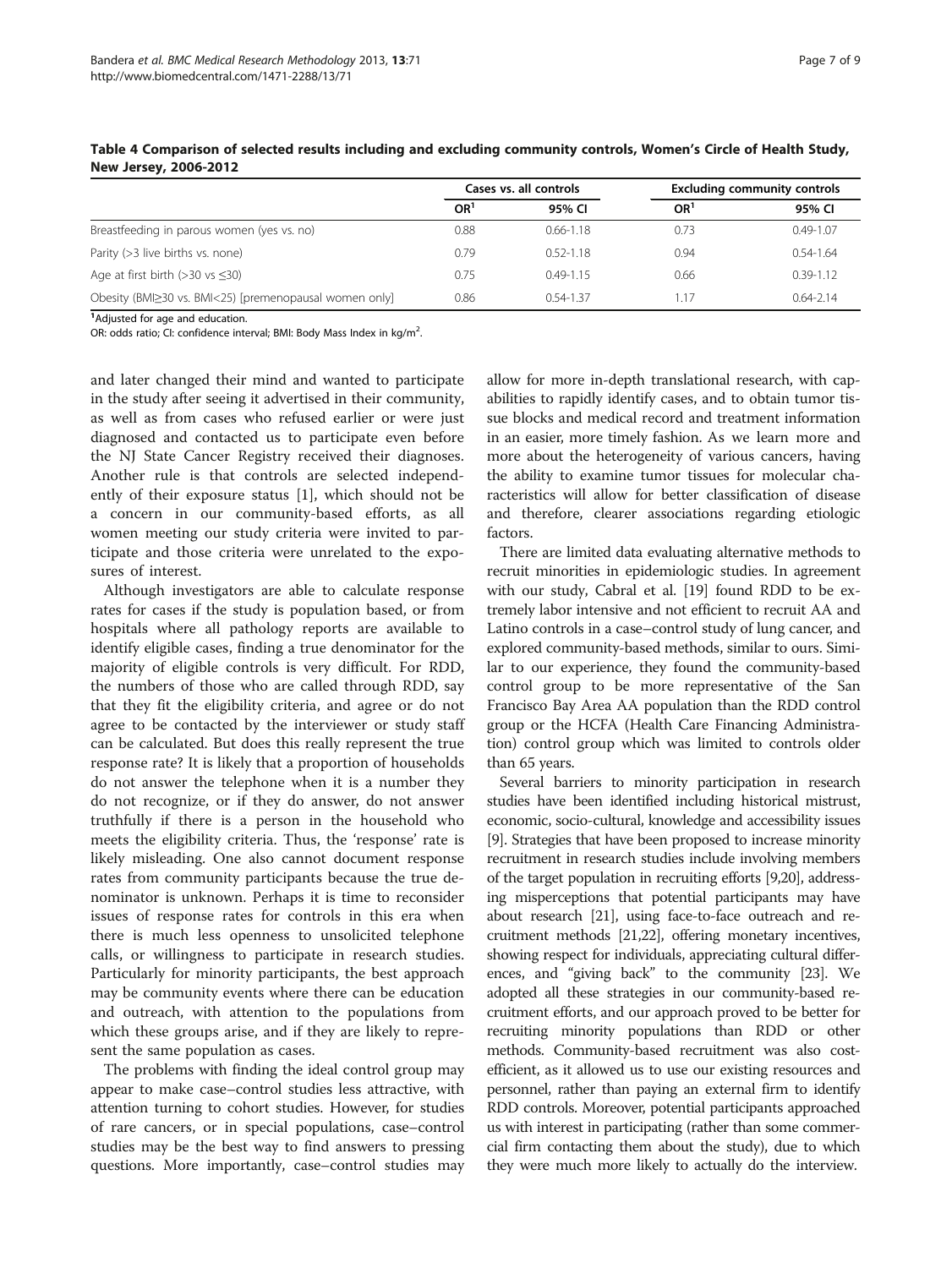**Table 4 Comparison of selected results including and excluding community controls, Women's Circle of Health Study, New Jersey, 2006-2012**

| | Cases vs. all controls | | Excluding community controls | |
|---|---|---|---|---|
| | OR[1] | 95% CI | OR[1] | 95% CI |
| Breastfeeding in parous women (yes vs. no) | 0.88 | 0.66-1.18 | 0.73 | 0.49-1.07 |
| Parity (>3 live births vs. none) | 0.79 | 0.52-1.18 | 0.94 | 0.54-1.64 |
| Age at first birth (>30 vs ≤30) | 0.75 | 0.49-1.15 | 0.66 | 0.39-1.12 |
| Obesity (BMI≥30 vs. BMI<25) [premenopausal women only] | 0.86 | 0.54-1.37 | 1.17 | 0.64-2.14 |

[1]Adjusted for age and education.
OR: odds ratio; CI: confidence interval; BMI: Body Mass Index in kg/m$^2$.

and later changed their mind and wanted to participate in the study after seeing it advertised in their community, as well as from cases who refused earlier or were just diagnosed and contacted us to participate even before the NJ State Cancer Registry received their diagnoses. Another rule is that controls are selected independently of their exposure status [1], which should not be a concern in our community-based efforts, as all women meeting our study criteria were invited to participate and those criteria were unrelated to the exposures of interest.

Although investigators are able to calculate response rates for cases if the study is population based, or from hospitals where all pathology reports are available to identify eligible cases, finding a true denominator for the majority of eligible controls is very difficult. For RDD, the numbers of those who are called through RDD, say that they fit the eligibility criteria, and agree or do not agree to be contacted by the interviewer or study staff can be calculated. But does this really represent the true response rate? It is likely that a proportion of households do not answer the telephone when it is a number they do not recognize, or if they do answer, do not answer truthfully if there is a person in the household who meets the eligibility criteria. Thus, the 'response' rate is likely misleading. One also cannot document response rates from community participants because the true denominator is unknown. Perhaps it is time to reconsider issues of response rates for controls in this era when there is much less openness to unsolicited telephone calls, or willingness to participate in research studies. Particularly for minority participants, the best approach may be community events where there can be education and outreach, with attention to the populations from which these groups arise, and if they are likely to represent the same population as cases.

The problems with finding the ideal control group may appear to make case–control studies less attractive, with attention turning to cohort studies. However, for studies of rare cancers, or in special populations, case–control studies may be the best way to find answers to pressing questions. More importantly, case–control studies may allow for more in-depth translational research, with capabilities to rapidly identify cases, and to obtain tumor tissue blocks and medical record and treatment information in an easier, more timely fashion. As we learn more and more about the heterogeneity of various cancers, having the ability to examine tumor tissues for molecular characteristics will allow for better classification of disease and therefore, clearer associations regarding etiologic factors.

There are limited data evaluating alternative methods to recruit minorities in epidemiologic studies. In agreement with our study, Cabral et al. [19] found RDD to be extremely labor intensive and not efficient to recruit AA and Latino controls in a case–control study of lung cancer, and explored community-based methods, similar to ours. Similar to our experience, they found the community-based control group to be more representative of the San Francisco Bay Area AA population than the RDD control group or the HCFA (Health Care Financing Administration) control group which was limited to controls older than 65 years.

Several barriers to minority participation in research studies have been identified including historical mistrust, economic, socio-cultural, knowledge and accessibility issues [9]. Strategies that have been proposed to increase minority recruitment in research studies include involving members of the target population in recruiting efforts [9,20], addressing misperceptions that potential participants may have about research [21], using face-to-face outreach and recruitment methods [21,22], offering monetary incentives, showing respect for individuals, appreciating cultural differences, and "giving back" to the community [23]. We adopted all these strategies in our community-based recruitment efforts, and our approach proved to be better for recruiting minority populations than RDD or other methods. Community-based recruitment was also cost-efficient, as it allowed us to use our existing resources and personnel, rather than paying an external firm to identify RDD controls. Moreover, potential participants approached us with interest in participating (rather than some commercial firm contacting them about the study), due to which they were much more likely to actually do the interview.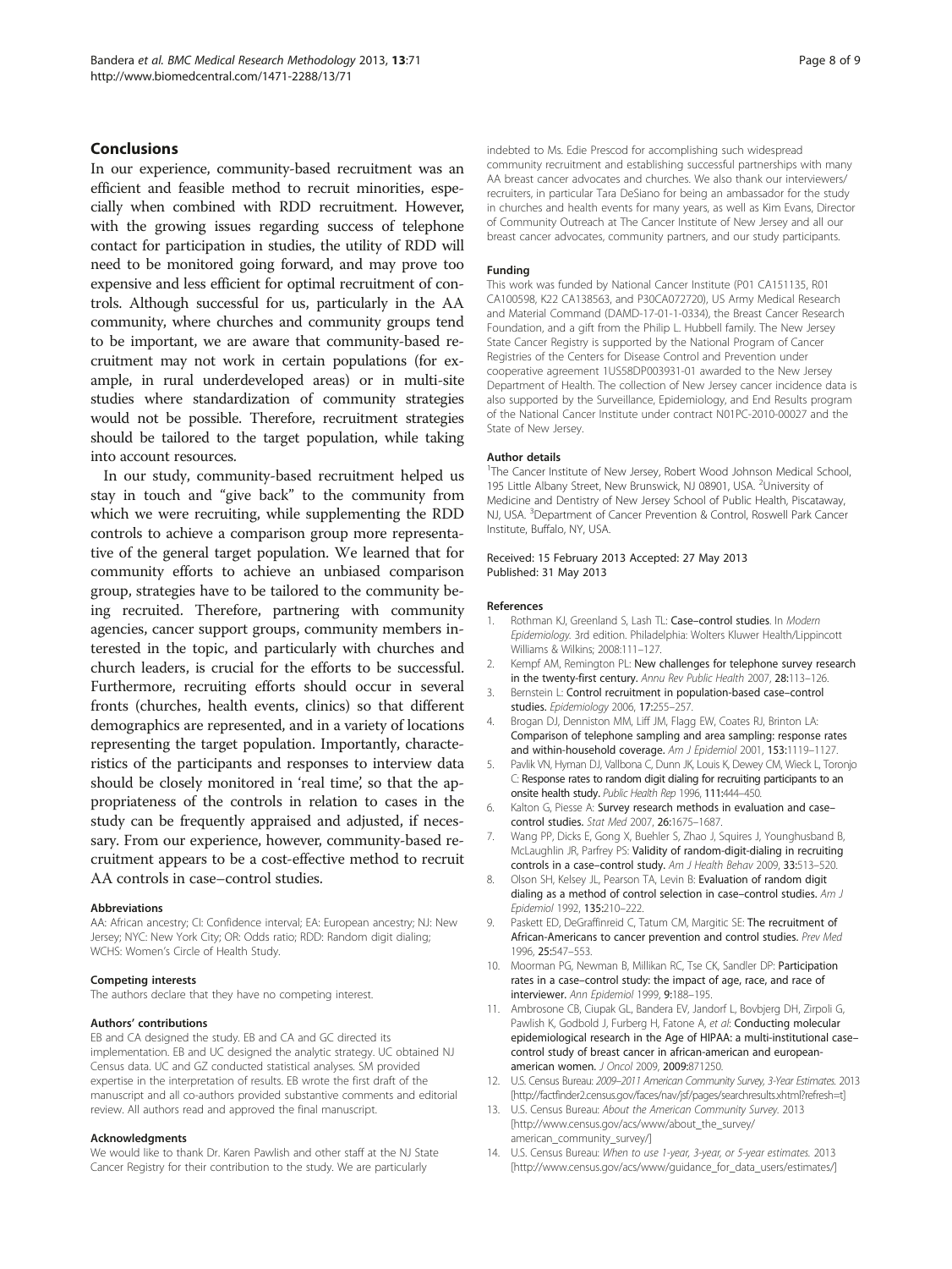## Conclusions

In our experience, community-based recruitment was an efficient and feasible method to recruit minorities, especially when combined with RDD recruitment. However, with the growing issues regarding success of telephone contact for participation in studies, the utility of RDD will need to be monitored going forward, and may prove too expensive and less efficient for optimal recruitment of controls. Although successful for us, particularly in the AA community, where churches and community groups tend to be important, we are aware that community-based recruitment may not work in certain populations (for example, in rural underdeveloped areas) or in multi-site studies where standardization of community strategies would not be possible. Therefore, recruitment strategies should be tailored to the target population, while taking into account resources.

In our study, community-based recruitment helped us stay in touch and "give back" to the community from which we were recruiting, while supplementing the RDD controls to achieve a comparison group more representative of the general target population. We learned that for community efforts to achieve an unbiased comparison group, strategies have to be tailored to the community being recruited. Therefore, partnering with community agencies, cancer support groups, community members interested in the topic, and particularly with churches and church leaders, is crucial for the efforts to be successful. Furthermore, recruiting efforts should occur in several fronts (churches, health events, clinics) so that different demographics are represented, and in a variety of locations representing the target population. Importantly, characteristics of the participants and responses to interview data should be closely monitored in 'real time', so that the appropriateness of the controls in relation to cases in the study can be frequently appraised and adjusted, if necessary. From our experience, however, community-based recruitment appears to be a cost-effective method to recruit AA controls in case–control studies.

#### Abbreviations

AA: African ancestry; CI: Confidence interval; EA: European ancestry; NJ: New Jersey; NYC: New York City; OR: Odds ratio; RDD: Random digit dialing; WCHS: Women's Circle of Health Study.

#### Competing interests

The authors declare that they have no competing interest.

#### Authors' contributions

EB and CA designed the study. EB and CA and GC directed its implementation. EB and UC designed the analytic strategy. UC obtained NJ Census data. UC and GZ conducted statistical analyses. SM provided expertise in the interpretation of results. EB wrote the first draft of the manuscript and all co-authors provided substantive comments and editorial review. All authors read and approved the final manuscript.

#### Acknowledgments

We would like to thank Dr. Karen Pawlish and other staff at the NJ State Cancer Registry for their contribution to the study. We are particularly indebted to Ms. Edie Prescod for accomplishing such widespread community recruitment and establishing successful partnerships with many AA breast cancer advocates and churches. We also thank our interviewers/recruiters, in particular Tara DeSiano for being an ambassador for the study in churches and health events for many years, as well as Kim Evans, Director of Community Outreach at The Cancer Institute of New Jersey and all our breast cancer advocates, community partners, and our study participants.

#### Funding

This work was funded by National Cancer Institute (P01 CA151135, R01 CA100598, K22 CA138563, and P30CA072720), US Army Medical Research and Material Command (DAMD-17-01-1-0334), the Breast Cancer Research Foundation, and a gift from the Philip L. Hubbell family. The New Jersey State Cancer Registry is supported by the National Program of Cancer Registries of the Centers for Disease Control and Prevention under cooperative agreement 1US58DP003931-01 awarded to the New Jersey Department of Health. The collection of New Jersey cancer incidence data is also supported by the Surveillance, Epidemiology, and End Results program of the National Cancer Institute under contract N01PC-2010-00027 and the State of New Jersey.

#### Author details

[1]The Cancer Institute of New Jersey, Robert Wood Johnson Medical School, 195 Little Albany Street, New Brunswick, NJ 08901, USA. [2]University of Medicine and Dentistry of New Jersey School of Public Health, Piscataway, NJ, USA. [3]Department of Cancer Prevention & Control, Roswell Park Cancer Institute, Buffalo, NY, USA.

Received: 15 February 2013 Accepted: 27 May 2013
Published: 31 May 2013

#### References

1. Rothman KJ, Greenland S, Lash TL: **Case–control studies**. In *Modern Epidemiology*. 3rd edition. Philadelphia: Wolters Kluwer Health/Lippincott Williams & Wilkins; 2008:111–127.
2. Kempf AM, Remington PL: **New challenges for telephone survey research in the twenty-first century.** *Annu Rev Public Health* 2007, **28**:113–126.
3. Bernstein L: **Control recruitment in population-based case–control studies.** *Epidemiology* 2006, **17**:255–257.
4. Brogan DJ, Denniston MM, Liff JM, Flagg EW, Coates RJ, Brinton LA: **Comparison of telephone sampling and area sampling: response rates and within-household coverage.** *Am J Epidemiol* 2001, **153**:1119–1127.
5. Pavlik VN, Hyman DJ, Vallbona C, Dunn JK, Louis K, Dewey CM, Wieck L, Toronjo C: **Response rates to random digit dialing for recruiting participants to an onsite health study.** *Public Health Rep* 1996, **111**:444–450.
6. Kalton G, Piesse A: **Survey research methods in evaluation and case–control studies.** *Stat Med* 2007, **26**:1675–1687.
7. Wang PP, Dicks E, Gong X, Buehler S, Zhao J, Squires J, Younghusband B, McLaughlin JR, Parfrey PS: **Validity of random-digit-dialing in recruiting controls in a case–control study.** *Am J Health Behav* 2009, **33**:513–520.
8. Olson SH, Kelsey JL, Pearson TA, Levin B: **Evaluation of random digit dialing as a method of control selection in case–control studies.** *Am J Epidemiol* 1992, **135**:210–222.
9. Paskett ED, DeGraffinreid C, Tatum CM, Margitic SE: **The recruitment of African-Americans to cancer prevention and control studies.** *Prev Med* 1996, **25**:547–553.
10. Moorman PG, Newman B, Millikan RC, Tse CK, Sandler DP: **Participation rates in a case–control study: the impact of age, race, and race of interviewer.** *Ann Epidemiol* 1999, **9**:188–195.
11. Ambrosone CB, Ciupak GL, Bandera EV, Jandorf L, Bovbjerg DH, Zirpoli G, Pawlish K, Godbold J, Furberg H, Fatone A, *et al*: **Conducting molecular epidemiological research in the Age of HIPAA: a multi-institutional case–control study of breast cancer in african-american and european-american women.** *J Oncol* 2009, **2009**:871250.
12. U.S. Census Bureau: *2009–2011 American Community Survey, 3-Year Estimates.* 2013 [http://factfinder2.census.gov/faces/nav/jsf/pages/searchresults.xhtml?refresh=t]
13. U.S. Census Bureau: *About the American Community Survey.* 2013 [http://www.census.gov/acs/www/about_the_survey/american_community_survey/]
14. U.S. Census Bureau: *When to use 1-year, 3-year, or 5-year estimates.* 2013 [http://www.census.gov/acs/www/guidance_for_data_users/estimates/]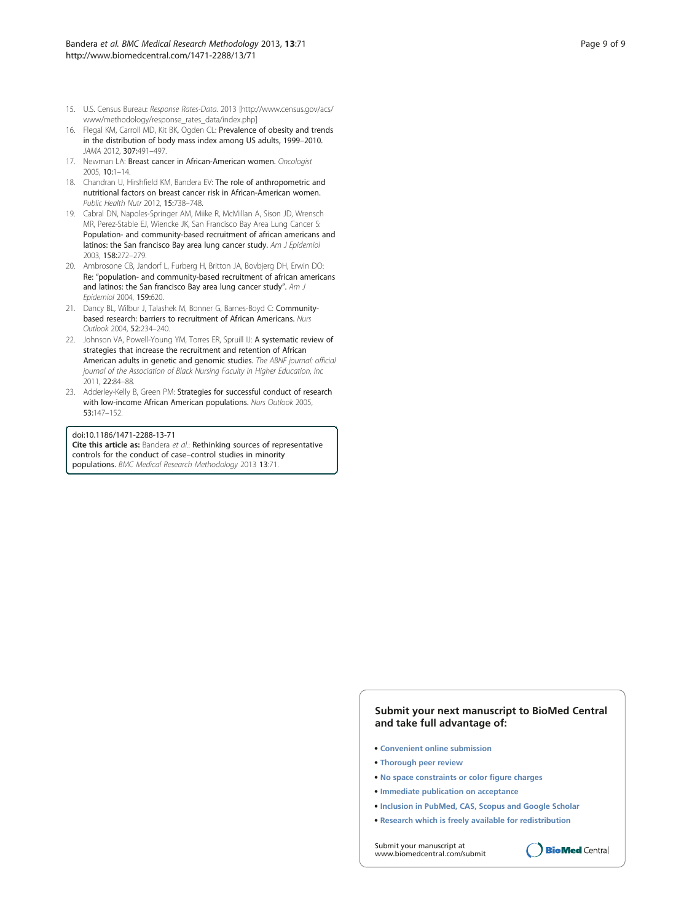15. U.S. Census Bureau: *Response Rates-Data.* 2013 [http://www.census.gov/acs/www/methodology/response_rates_data/index.php]
16. Flegal KM, Carroll MD, Kit BK, Ogden CL: Prevalence of obesity and trends in the distribution of body mass index among US adults, 1999–2010. *JAMA* 2012, **307**:491–497.
17. Newman LA: Breast cancer in African-American women. *Oncologist* 2005, **10**:1–14.
18. Chandran U, Hirshfield KM, Bandera EV: The role of anthropometric and nutritional factors on breast cancer risk in African-American women. *Public Health Nutr* 2012, **15**:738–748.
19. Cabral DN, Napoles-Springer AM, Miike R, McMillan A, Sison JD, Wrensch MR, Perez-Stable EJ, Wiencke JK, San Francisco Bay Area Lung Cancer S: Population- and community-based recruitment of african americans and latinos: the San francisco Bay area lung cancer study. *Am J Epidemiol* 2003, **158**:272–279.
20. Ambrosone CB, Jandorf L, Furberg H, Britton JA, Bovbjerg DH, Erwin DO: Re: "population- and community-based recruitment of african americans and latinos: the San francisco Bay area lung cancer study". *Am J Epidemiol* 2004, **159**:620.
21. Dancy BL, Wilbur J, Talashek M, Bonner G, Barnes-Boyd C: Community-based research: barriers to recruitment of African Americans. *Nurs Outlook* 2004, **52**:234–240.
22. Johnson VA, Powell-Young YM, Torres ER, Spruill IJ: A systematic review of strategies that increase the recruitment and retention of African American adults in genetic and genomic studies. *The ABNF journal: official journal of the Association of Black Nursing Faculty in Higher Education, Inc* 2011, **22**:84–88.
23. Adderley-Kelly B, Green PM: Strategies for successful conduct of research with low-income African American populations. *Nurs Outlook* 2005, **53**:147–152.

doi:10.1186/1471-2288-13-71

**Cite this article as:** Bandera *et al.*: Rethinking sources of representative controls for the conduct of case–control studies in minority populations. *BMC Medical Research Methodology* 2013 **13**:71.

**Submit your next manuscript to BioMed Central and take full advantage of:**

- **Convenient online submission**
- **Thorough peer review**
- **No space constraints or color figure charges**
- **Immediate publication on acceptance**
- **Inclusion in PubMed, CAS, Scopus and Google Scholar**
- **Research which is freely available for redistribution**

Submit your manuscript at
www.biomedcentral.com/submit

BioMed Central